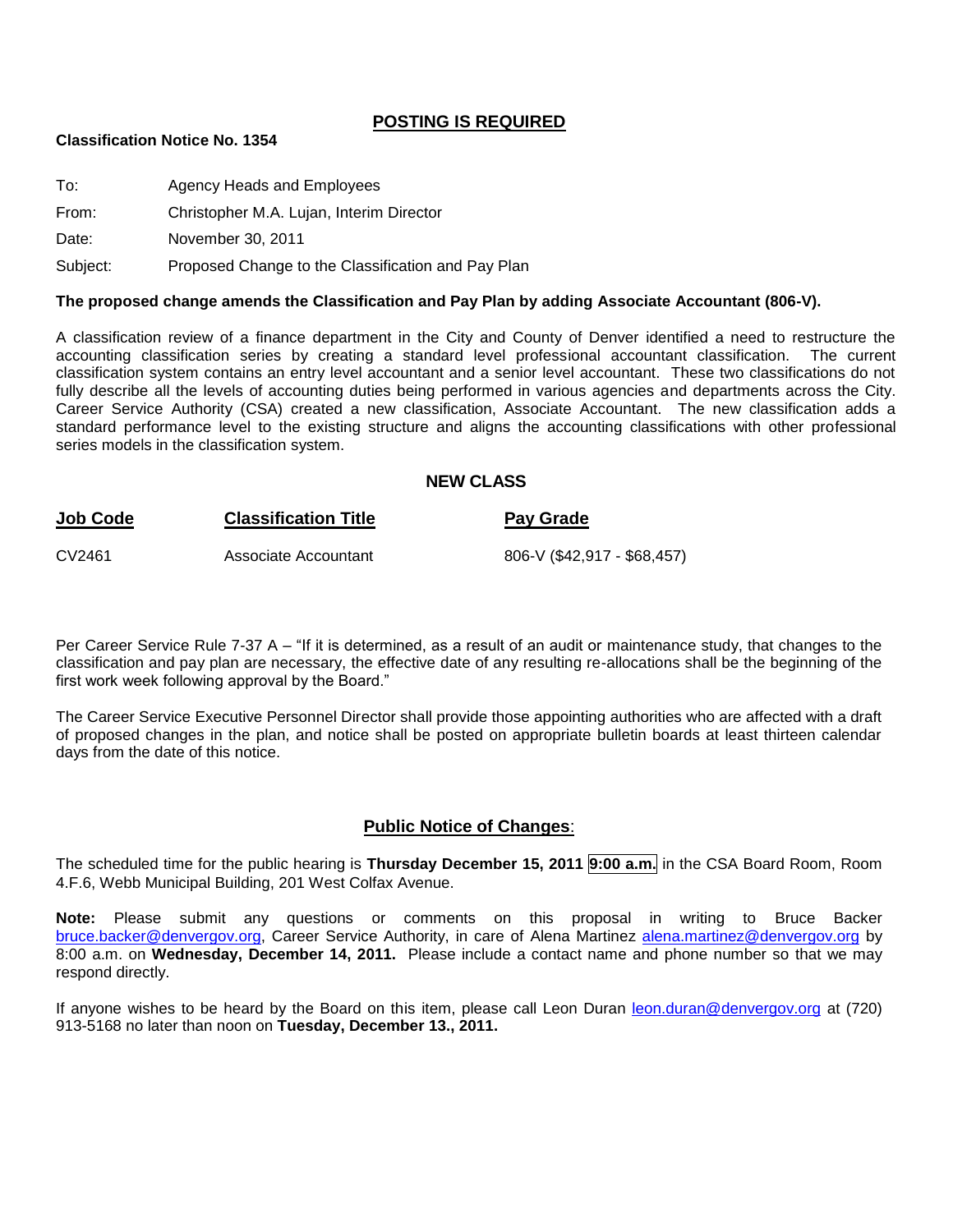## POSTING IS REQUIRED

**Classification Notice No. 1354**

To: Agency Heads and Employees

From: Christopher M.A. Lujan, Interim Director

Date: November 30, 2011

Subject: Proposed Change to the Classification and Pay Plan

**The proposed change amends the Classification and Pay Plan by adding Associate Accountant (806-V).**

A classification review of a finance department in the City and County of Denver identified a need to restructure the accounting classification series by creating a standard level professional accountant classification. The current classification system contains an entry level accountant and a senior level accountant. These two classifications do not fully describe all the levels of accounting duties being performed in various agencies and departments across the City. Career Service Authority (CSA) created a new classification, Associate Accountant. The new classification adds a standard performance level to the existing structure and aligns the accounting classifications with other professional series models in the classification system.

### NEW CLASS

| Job Code | Classification Title | Pay Grade |
|---|---|---|
| CV2461 | Associate Accountant | 806-V ($42,917 - $68,457) |

Per Career Service Rule 7-37 A – "If it is determined, as a result of an audit or maintenance study, that changes to the classification and pay plan are necessary, the effective date of any resulting re-allocations shall be the beginning of the first work week following approval by the Board."

The Career Service Executive Personnel Director shall provide those appointing authorities who are affected with a draft of proposed changes in the plan, and notice shall be posted on appropriate bulletin boards at least thirteen calendar days from the date of this notice.

### Public Notice of Changes:

The scheduled time for the public hearing is **Thursday December 15, 2011 9:00 a.m.** in the CSA Board Room, Room 4.F.6, Webb Municipal Building, 201 West Colfax Avenue.

**Note:** Please submit any questions or comments on this proposal in writing to Bruce Backer bruce.backer@denvergov.org, Career Service Authority, in care of Alena Martinez alena.martinez@denvergov.org by 8:00 a.m. on **Wednesday, December 14, 2011.** Please include a contact name and phone number so that we may respond directly.

If anyone wishes to be heard by the Board on this item, please call Leon Duran leon.duran@denvergov.org at (720) 913-5168 no later than noon on **Tuesday, December 13., 2011.**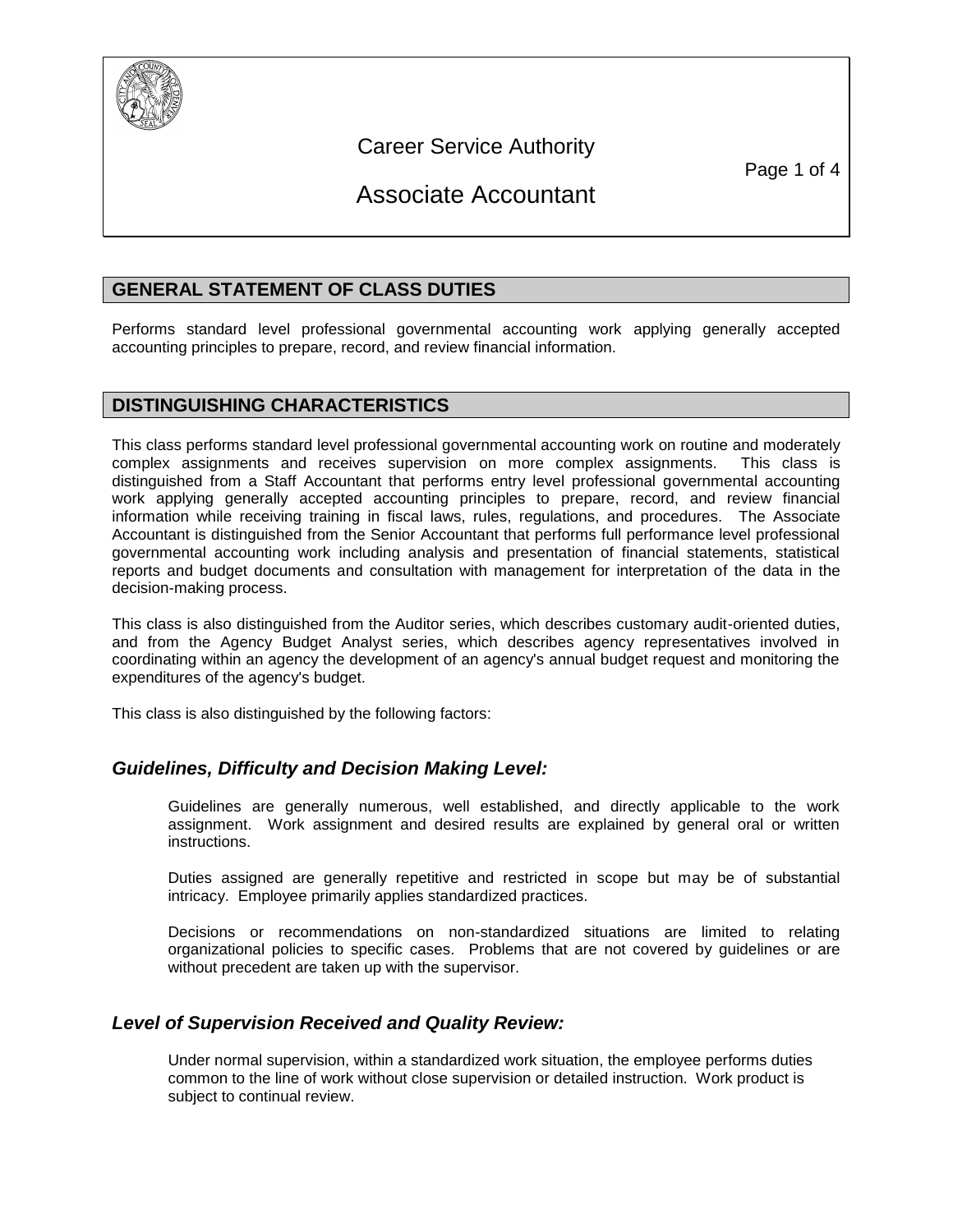# Career Service Authority

# Associate Accountant

## GENERAL STATEMENT OF CLASS DUTIES

Performs standard level professional governmental accounting work applying generally accepted accounting principles to prepare, record, and review financial information.

## DISTINGUISHING CHARACTERISTICS

This class performs standard level professional governmental accounting work on routine and moderately complex assignments and receives supervision on more complex assignments. This class is distinguished from a Staff Accountant that performs entry level professional governmental accounting work applying generally accepted accounting principles to prepare, record, and review financial information while receiving training in fiscal laws, rules, regulations, and procedures. The Associate Accountant is distinguished from the Senior Accountant that performs full performance level professional governmental accounting work including analysis and presentation of financial statements, statistical reports and budget documents and consultation with management for interpretation of the data in the decision-making process.

This class is also distinguished from the Auditor series, which describes customary audit-oriented duties, and from the Agency Budget Analyst series, which describes agency representatives involved in coordinating within an agency the development of an agency's annual budget request and monitoring the expenditures of the agency's budget.

This class is also distinguished by the following factors:

### *Guidelines, Difficulty and Decision Making Level:*

Guidelines are generally numerous, well established, and directly applicable to the work assignment. Work assignment and desired results are explained by general oral or written instructions.

Duties assigned are generally repetitive and restricted in scope but may be of substantial intricacy. Employee primarily applies standardized practices.

Decisions or recommendations on non-standardized situations are limited to relating organizational policies to specific cases. Problems that are not covered by guidelines or are without precedent are taken up with the supervisor.

### *Level of Supervision Received and Quality Review:*

Under normal supervision, within a standardized work situation, the employee performs duties common to the line of work without close supervision or detailed instruction. Work product is subject to continual review.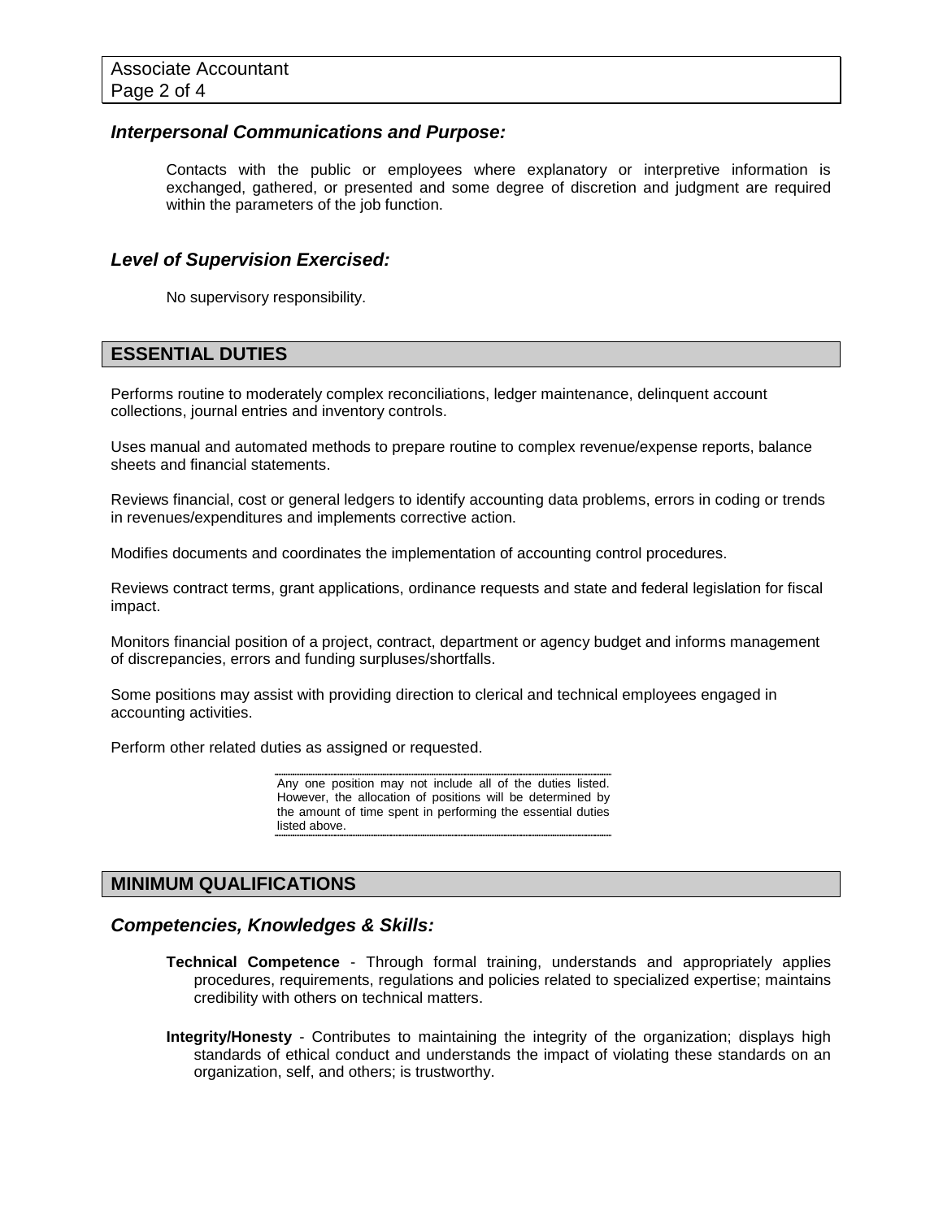### *Interpersonal Communications and Purpose:*

Contacts with the public or employees where explanatory or interpretive information is exchanged, gathered, or presented and some degree of discretion and judgment are required within the parameters of the job function.

### *Level of Supervision Exercised:*

No supervisory responsibility.

## ESSENTIAL DUTIES

Performs routine to moderately complex reconciliations, ledger maintenance, delinquent account collections, journal entries and inventory controls.

Uses manual and automated methods to prepare routine to complex revenue/expense reports, balance sheets and financial statements.

Reviews financial, cost or general ledgers to identify accounting data problems, errors in coding or trends in revenues/expenditures and implements corrective action.

Modifies documents and coordinates the implementation of accounting control procedures.

Reviews contract terms, grant applications, ordinance requests and state and federal legislation for fiscal impact.

Monitors financial position of a project, contract, department or agency budget and informs management of discrepancies, errors and funding surpluses/shortfalls.

Some positions may assist with providing direction to clerical and technical employees engaged in accounting activities.

Perform other related duties as assigned or requested.

Any one position may not include all of the duties listed. However, the allocation of positions will be determined by the amount of time spent in performing the essential duties listed above.

## MINIMUM QUALIFICATIONS

### *Competencies, Knowledges & Skills:*

**Technical Competence** - Through formal training, understands and appropriately applies procedures, requirements, regulations and policies related to specialized expertise; maintains credibility with others on technical matters.

**Integrity/Honesty** - Contributes to maintaining the integrity of the organization; displays high standards of ethical conduct and understands the impact of violating these standards on an organization, self, and others; is trustworthy.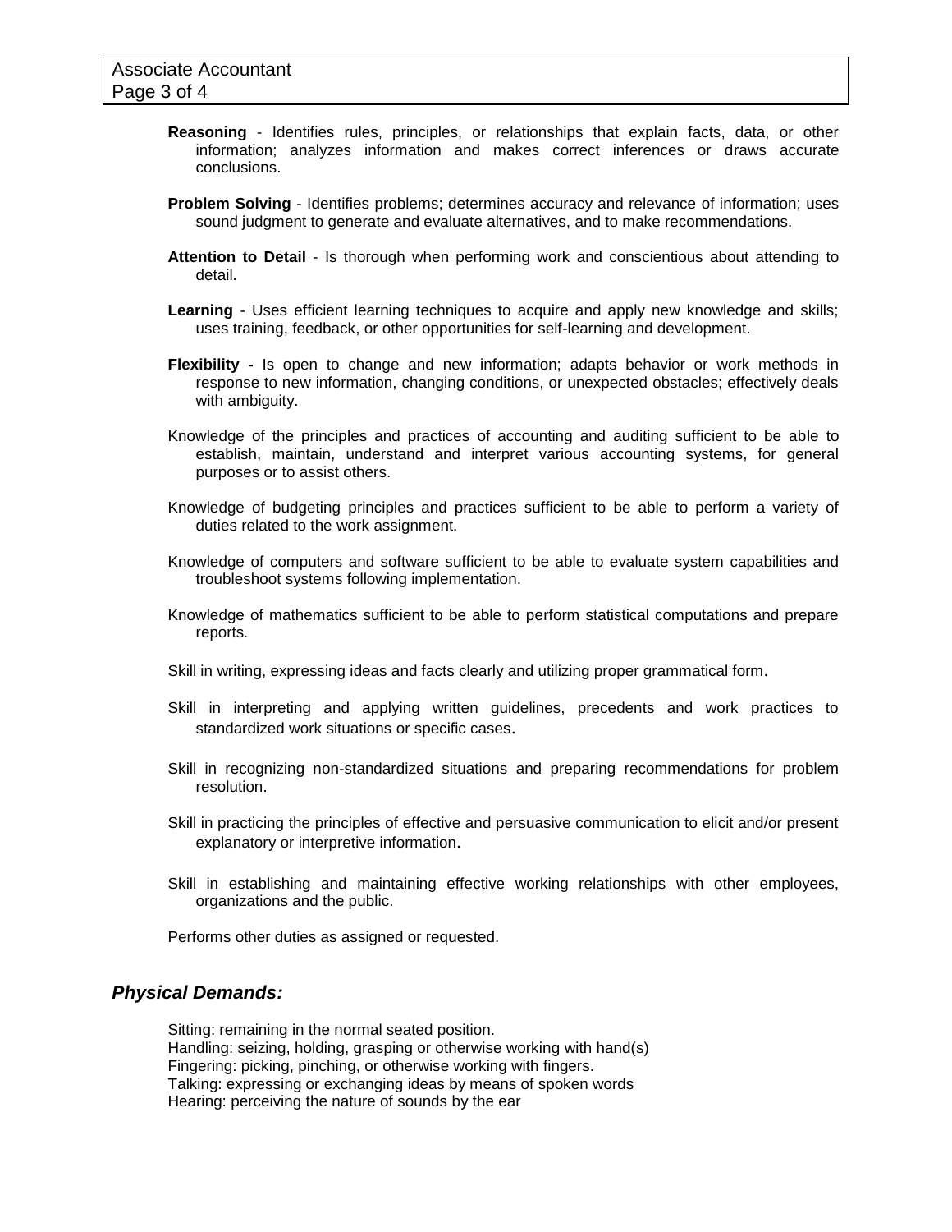**Reasoning** - Identifies rules, principles, or relationships that explain facts, data, or other information; analyzes information and makes correct inferences or draws accurate conclusions.

**Problem Solving** - Identifies problems; determines accuracy and relevance of information; uses sound judgment to generate and evaluate alternatives, and to make recommendations.

**Attention to Detail** - Is thorough when performing work and conscientious about attending to detail.

**Learning** - Uses efficient learning techniques to acquire and apply new knowledge and skills; uses training, feedback, or other opportunities for self-learning and development.

**Flexibility -** Is open to change and new information; adapts behavior or work methods in response to new information, changing conditions, or unexpected obstacles; effectively deals with ambiguity.

Knowledge of the principles and practices of accounting and auditing sufficient to be able to establish, maintain, understand and interpret various accounting systems, for general purposes or to assist others.

Knowledge of budgeting principles and practices sufficient to be able to perform a variety of duties related to the work assignment.

Knowledge of computers and software sufficient to be able to evaluate system capabilities and troubleshoot systems following implementation.

Knowledge of mathematics sufficient to be able to perform statistical computations and prepare reports.

Skill in writing, expressing ideas and facts clearly and utilizing proper grammatical form.

Skill in interpreting and applying written guidelines, precedents and work practices to standardized work situations or specific cases.

Skill in recognizing non-standardized situations and preparing recommendations for problem resolution.

Skill in practicing the principles of effective and persuasive communication to elicit and/or present explanatory or interpretive information.

Skill in establishing and maintaining effective working relationships with other employees, organizations and the public.

Performs other duties as assigned or requested.

## *Physical Demands:*

Sitting: remaining in the normal seated position.
Handling: seizing, holding, grasping or otherwise working with hand(s)
Fingering: picking, pinching, or otherwise working with fingers.
Talking: expressing or exchanging ideas by means of spoken words
Hearing: perceiving the nature of sounds by the ear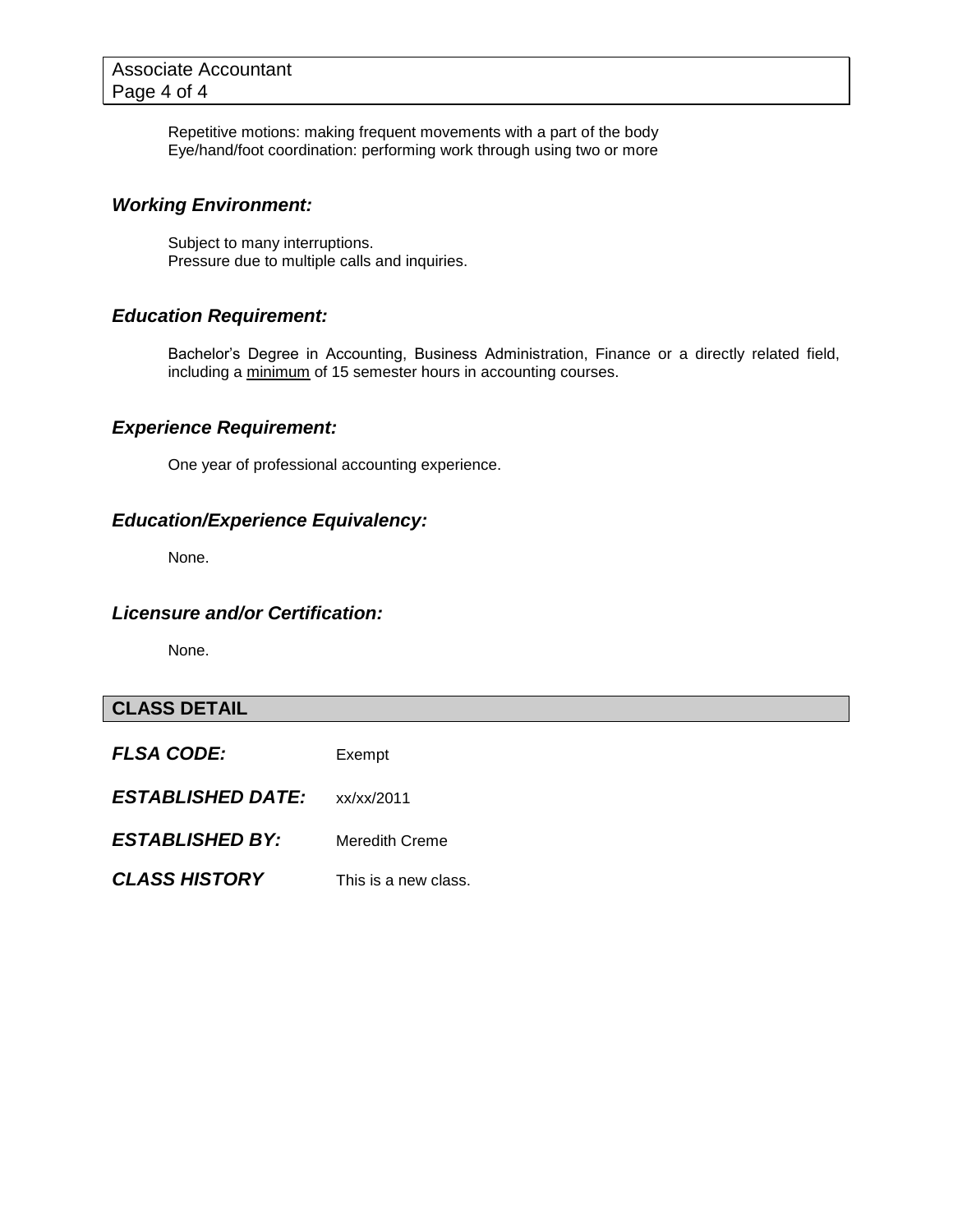Repetitive motions: making frequent movements with a part of the body
Eye/hand/foot coordination: performing work through using two or more

### *Working Environment:*

Subject to many interruptions.
Pressure due to multiple calls and inquiries.

### *Education Requirement:*

Bachelor's Degree in Accounting, Business Administration, Finance or a directly related field, including a minimum of 15 semester hours in accounting courses.

### *Experience Requirement:*

One year of professional accounting experience.

### *Education/Experience Equivalency:*

None.

### *Licensure and/or Certification:*

None.

## CLASS DETAIL

***FLSA CODE:*** Exempt

***ESTABLISHED DATE:*** xx/xx/2011

***ESTABLISHED BY:*** Meredith Creme

***CLASS HISTORY*** This is a new class.